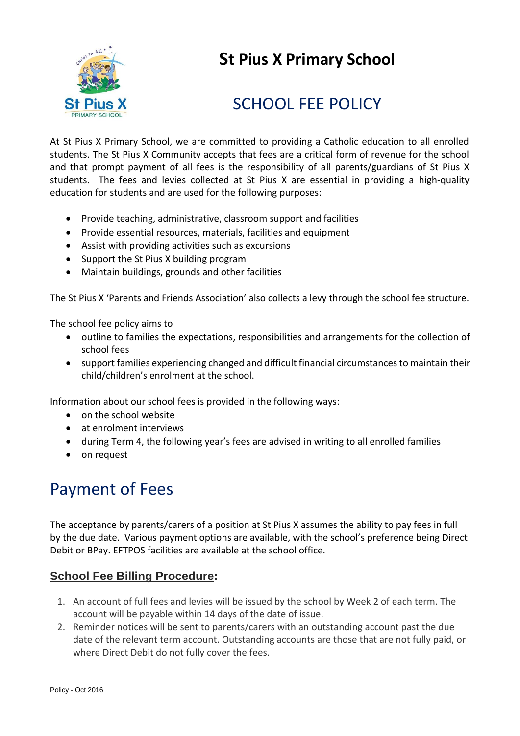# St Pius X Primary School

## SCHOOL FEE POLICY

At St Pius X Primary School, we are committed to providing a Catholic education to all enrolled students. The St Pius X Community accepts that fees are a critical form of revenue for the school and that prompt payment of all fees is the responsibility of all parents/guardians of St Pius X students. The fees and levies collected at St Pius X are essential in providing a high-quality education for students and are used for the following purposes:

- Provide teaching, administrative, classroom support and facilities
- Provide essential resources, materials, facilities and equipment
- Assist with providing activities such as excursions
- Support the St Pius X building program
- Maintain buildings, grounds and other facilities

The St Pius X 'Parents and Friends Association' also collects a levy through the school fee structure.

The school fee policy aims to

- outline to families the expectations, responsibilities and arrangements for the collection of school fees
- support families experiencing changed and difficult financial circumstances to maintain their child/children's enrolment at the school.

Information about our school fees is provided in the following ways:

- on the school website
- at enrolment interviews
- during Term 4, the following year's fees are advised in writing to all enrolled families
- on request

## Payment of Fees

The acceptance by parents/carers of a position at St Pius X assumes the ability to pay fees in full by the due date. Various payment options are available, with the school's preference being Direct Debit or BPay. EFTPOS facilities are available at the school office.

### School Fee Billing Procedure:

1. An account of full fees and levies will be issued by the school by Week 2 of each term. The account will be payable within 14 days of the date of issue.
2. Reminder notices will be sent to parents/carers with an outstanding account past the due date of the relevant term account. Outstanding accounts are those that are not fully paid, or where Direct Debit do not fully cover the fees.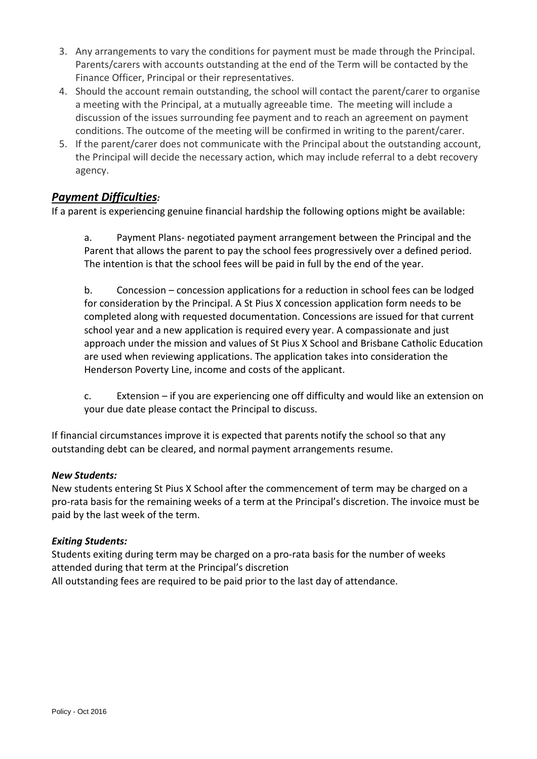3. Any arrangements to vary the conditions for payment must be made through the Principal. Parents/carers with accounts outstanding at the end of the Term will be contacted by the Finance Officer, Principal or their representatives.
4. Should the account remain outstanding, the school will contact the parent/carer to organise a meeting with the Principal, at a mutually agreeable time. The meeting will include a discussion of the issues surrounding fee payment and to reach an agreement on payment conditions. The outcome of the meeting will be confirmed in writing to the parent/carer.
5. If the parent/carer does not communicate with the Principal about the outstanding account, the Principal will decide the necessary action, which may include referral to a debt recovery agency.

## ***Payment Difficulties:***

If a parent is experiencing genuine financial hardship the following options might be available:

a. Payment Plans- negotiated payment arrangement between the Principal and the Parent that allows the parent to pay the school fees progressively over a defined period. The intention is that the school fees will be paid in full by the end of the year.

b. Concession – concession applications for a reduction in school fees can be lodged for consideration by the Principal. A St Pius X concession application form needs to be completed along with requested documentation. Concessions are issued for that current school year and a new application is required every year. A compassionate and just approach under the mission and values of St Pius X School and Brisbane Catholic Education are used when reviewing applications. The application takes into consideration the Henderson Poverty Line, income and costs of the applicant.

c. Extension – if you are experiencing one off difficulty and would like an extension on your due date please contact the Principal to discuss.

If financial circumstances improve it is expected that parents notify the school so that any outstanding debt can be cleared, and normal payment arrangements resume.

***New Students:***

New students entering St Pius X School after the commencement of term may be charged on a pro-rata basis for the remaining weeks of a term at the Principal's discretion. The invoice must be paid by the last week of the term.

***Exiting Students:***

Students exiting during term may be charged on a pro-rata basis for the number of weeks attended during that term at the Principal's discretion
All outstanding fees are required to be paid prior to the last day of attendance.